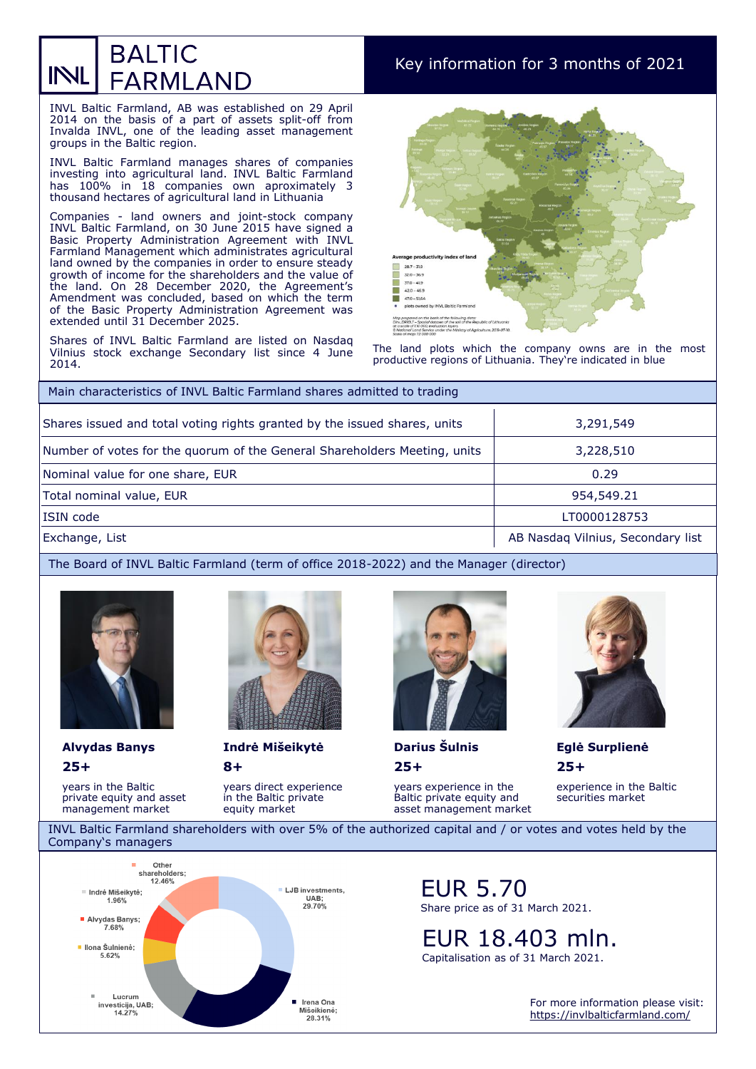# INVL BALTIC FARMLAND

## Key information for 3 months of 2021

INVL Baltic Farmland, AB was established on 29 April 2014 on the basis of a part of assets split-off from Invalda INVL, one of the leading asset management groups in the Baltic region.

INVL Baltic Farmland manages shares of companies investing into agricultural land. INVL Baltic Farmland has 100% in 18 companies own aproximately 3 thousand hectares of agricultural land in Lithuania

Companies - land owners and joint-stock company INVL Baltic Farmland, on 30 June 2015 have signed a Basic Property Administration Agreement with INVL Farmland Management which administrates agricultural land owned by the companies in order to ensure steady growth of income for the shareholders and the value of the land. On 28 December 2020, the Agreement's Amendment was concluded, based on which the term of the Basic Property Administration Agreement was extended until 31 December 2025.

Shares of INVL Baltic Farmland are listed on Nasdaq Vilnius stock exchange Secondary list since 4 June 2014.

The land plots which the company owns are in the most productive regions of Lithuania. They're indicated in blue

## Main characteristics of INVL Baltic Farmland shares admitted to trading

| | |
|---|---|
| Shares issued and total voting rights granted by the issued shares, units | 3,291,549 |
| Number of votes for the quorum of the General Shareholders Meeting, units | 3,228,510 |
| Nominal value for one share, EUR | 0.29 |
| Total nominal value, EUR | 954,549.21 |
| ISIN code | LT0000128753 |
| Exchange, List | AB Nasdaq Vilnius, Secondary list |

## The Board of INVL Baltic Farmland (term of office 2018-2022) and the Manager (director)

**Alvydas Banys**
**25+**
years in the Baltic private equity and asset management market

**Indrė Mišeikytė**
**8+**
years direct experience in the Baltic private equity market

**Darius Šulnis**
**25+**
years experience in the Baltic private equity and asset management market

**Eglė Surplienė**
**25+**
experience in the Baltic securities market

## INVL Baltic Farmland shareholders with over 5% of the authorized capital and / or votes and votes held by the Company's managers

- LJB investments, UAB; 29.70%
- Irena Ona Mišeikienė; 28.31%
- Lucrum investicija, UAB; 14.27%
- Ilona Šulnienė; 5.62%
- Alvydas Banys; 7.68%
- Indrė Mišeikytė; 1.96%
- Other shareholders; 12.46%

**EUR 5.70**
Share price as of 31 March 2021.

**EUR 18.403 mln.**
Capitalisation as of 31 March 2021.

For more information please visit: https://invlbalticfarmland.com/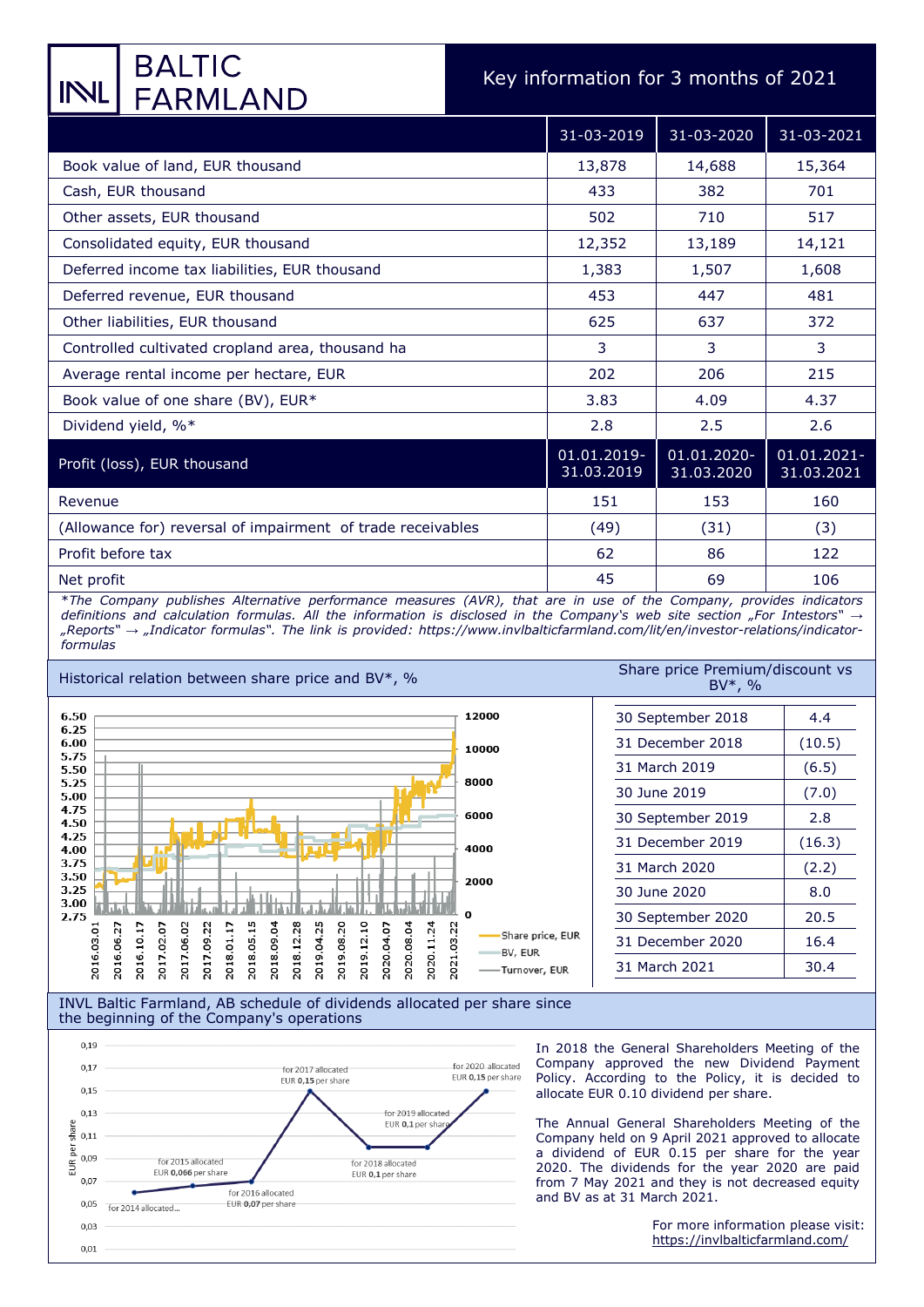# INVL BALTIC FARMLAND

## Key information for 3 months of 2021

| | 31-03-2019 | 31-03-2020 | 31-03-2021 |
|---|---|---|---|
| Book value of land, EUR thousand | 13,878 | 14,688 | 15,364 |
| Cash, EUR thousand | 433 | 382 | 701 |
| Other assets, EUR thousand | 502 | 710 | 517 |
| Consolidated equity, EUR thousand | 12,352 | 13,189 | 14,121 |
| Deferred income tax liabilities, EUR thousand | 1,383 | 1,507 | 1,608 |
| Deferred revenue, EUR thousand | 453 | 447 | 481 |
| Other liabilities, EUR thousand | 625 | 637 | 372 |
| Controlled cultivated cropland area, thousand ha | 3 | 3 | 3 |
| Average rental income per hectare, EUR | 202 | 206 | 215 |
| Book value of one share (BV), EUR* | 3.83 | 4.09 | 4.37 |
| Dividend yield, %* | 2.8 | 2.5 | 2.6 |
| **Profit (loss), EUR thousand** | **01.01.2019-31.03.2019** | **01.01.2020-31.03.2020** | **01.01.2021-31.03.2021** |
| Revenue | 151 | 153 | 160 |
| (Allowance for) reversal of impairment of trade receivables | (49) | (31) | (3) |
| Profit before tax | 62 | 86 | 122 |
| Net profit | 45 | 69 | 106 |

*\*The Company publishes Alternative performance measures (AVR), that are in use of the Company, provides indicators definitions and calculation formulas. All the information is disclosed in the Company's web site section „For Intestors" → „Reports" → „Indicator formulas". The link is provided: https://www.invlbalticfarmland.com/lit/en/investor-relations/indicator-formulas*

### Historical relation between share price and BV*, %

6.50
6.25
6.00
5.75
5.50
5.25
5.00
4.75
4.50
4.25
4.00
3.75
3.50
3.25
3.00
2.75

12000
10000
8000
6000
4000
2000
0

2016.03.01
2016.06.27
2016.10.17
2017.02.07
2017.06.02
2017.09.22
2018.01.17
2018.05.15
2018.09.04
2018.12.28
2019.04.25
2019.08.20
2019.12.10
2020.04.07
2020.08.04
2020.11.24
2021.03.22

Share price, EUR
BV, EUR
Turnover, EUR

### Share price Premium/discount vs BV*, %

| | |
|---|---|
| 30 September 2018 | 4.4 |
| 31 December 2018 | (10.5) |
| 31 March 2019 | (6.5) |
| 30 June 2019 | (7.0) |
| 30 September 2019 | 2.8 |
| 31 December 2019 | (16.3) |
| 31 March 2020 | (2.2) |
| 30 June 2020 | 8.0 |
| 30 September 2020 | 20.5 |
| 31 December 2020 | 16.4 |
| 31 March 2021 | 30.4 |

### INVL Baltic Farmland, AB schedule of dividends allocated per share since the beginning of the Company's operations

EUR per share

0,19
0,17
0,15
0,13
0,11
0,09
0,07
0,05
0,03
0,01

for 2014 allocated...
for 2015 allocated EUR **0,066** per share
for 2016 allocated EUR **0,07** per share
for 2017 allocated EUR **0,15** per share
for 2018 allocated EUR **0,1** per share
for 2019 allocated EUR **0,1** per share
for 2020 allocated EUR **0,15** per share

In 2018 the General Shareholders Meeting of the Company approved the new Dividend Payment Policy. According to the Policy, it is decided to allocate EUR 0.10 dividend per share.

The Annual General Shareholders Meeting of the Company held on 9 April 2021 approved to allocate a dividend of EUR 0.15 per share for the year 2020. The dividends for the year 2020 are paid from 7 May 2021 and they is not decreased equity and BV as at 31 March 2021.

For more information please visit: https://invlbalticfarmland.com/